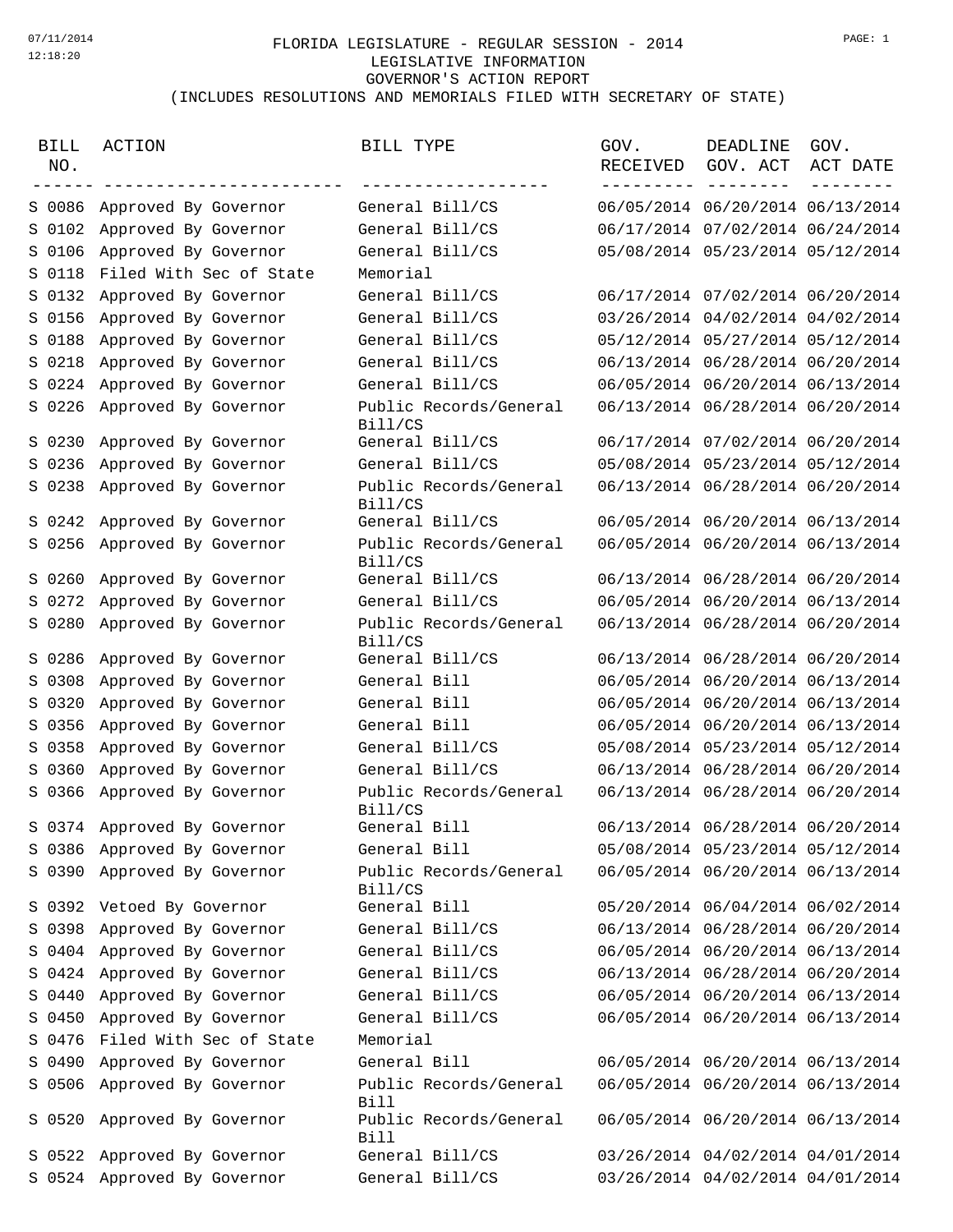# FLORIDA LEGISLATURE - REGULAR SESSION - 2014

LEGISLATIVE INFORMATION

GOVERNOR'S ACTION REPORT

(INCLUDES RESOLUTIONS AND MEMORIALS FILED WITH SECRETARY OF STATE)

| BILL NO. | ACTION | BILL TYPE | GOV. RECEIVED | DEADLINE GOV. ACT | GOV. ACT DATE |
|---|---|---|---|---|---|
| S 0086 | Approved By Governor | General Bill/CS | 06/05/2014 | 06/20/2014 | 06/13/2014 |
| S 0102 | Approved By Governor | General Bill/CS | 06/17/2014 | 07/02/2014 | 06/24/2014 |
| S 0106 | Approved By Governor | General Bill/CS | 05/08/2014 | 05/23/2014 | 05/12/2014 |
| S 0118 | Filed With Sec of State | Memorial | | | |
| S 0132 | Approved By Governor | General Bill/CS | 06/17/2014 | 07/02/2014 | 06/20/2014 |
| S 0156 | Approved By Governor | General Bill/CS | 03/26/2014 | 04/02/2014 | 04/02/2014 |
| S 0188 | Approved By Governor | General Bill/CS | 05/12/2014 | 05/27/2014 | 05/12/2014 |
| S 0218 | Approved By Governor | General Bill/CS | 06/13/2014 | 06/28/2014 | 06/20/2014 |
| S 0224 | Approved By Governor | General Bill/CS | 06/05/2014 | 06/20/2014 | 06/13/2014 |
| S 0226 | Approved By Governor | Public Records/General Bill/CS | 06/13/2014 | 06/28/2014 | 06/20/2014 |
| S 0230 | Approved By Governor | General Bill/CS | 06/17/2014 | 07/02/2014 | 06/20/2014 |
| S 0236 | Approved By Governor | General Bill/CS | 05/08/2014 | 05/23/2014 | 05/12/2014 |
| S 0238 | Approved By Governor | Public Records/General Bill/CS | 06/13/2014 | 06/28/2014 | 06/20/2014 |
| S 0242 | Approved By Governor | General Bill/CS | 06/05/2014 | 06/20/2014 | 06/13/2014 |
| S 0256 | Approved By Governor | Public Records/General Bill/CS | 06/05/2014 | 06/20/2014 | 06/13/2014 |
| S 0260 | Approved By Governor | General Bill/CS | 06/13/2014 | 06/28/2014 | 06/20/2014 |
| S 0272 | Approved By Governor | General Bill/CS | 06/05/2014 | 06/20/2014 | 06/13/2014 |
| S 0280 | Approved By Governor | Public Records/General Bill/CS | 06/13/2014 | 06/28/2014 | 06/20/2014 |
| S 0286 | Approved By Governor | General Bill/CS | 06/13/2014 | 06/28/2014 | 06/20/2014 |
| S 0308 | Approved By Governor | General Bill | 06/05/2014 | 06/20/2014 | 06/13/2014 |
| S 0320 | Approved By Governor | General Bill | 06/05/2014 | 06/20/2014 | 06/13/2014 |
| S 0356 | Approved By Governor | General Bill | 06/05/2014 | 06/20/2014 | 06/13/2014 |
| S 0358 | Approved By Governor | General Bill/CS | 05/08/2014 | 05/23/2014 | 05/12/2014 |
| S 0360 | Approved By Governor | General Bill/CS | 06/13/2014 | 06/28/2014 | 06/20/2014 |
| S 0366 | Approved By Governor | Public Records/General Bill/CS | 06/13/2014 | 06/28/2014 | 06/20/2014 |
| S 0374 | Approved By Governor | General Bill | 06/13/2014 | 06/28/2014 | 06/20/2014 |
| S 0386 | Approved By Governor | General Bill | 05/08/2014 | 05/23/2014 | 05/12/2014 |
| S 0390 | Approved By Governor | Public Records/General Bill/CS | 06/05/2014 | 06/20/2014 | 06/13/2014 |
| S 0392 | Vetoed By Governor | General Bill | 05/20/2014 | 06/04/2014 | 06/02/2014 |
| S 0398 | Approved By Governor | General Bill/CS | 06/13/2014 | 06/28/2014 | 06/20/2014 |
| S 0404 | Approved By Governor | General Bill/CS | 06/05/2014 | 06/20/2014 | 06/13/2014 |
| S 0424 | Approved By Governor | General Bill/CS | 06/13/2014 | 06/28/2014 | 06/20/2014 |
| S 0440 | Approved By Governor | General Bill/CS | 06/05/2014 | 06/20/2014 | 06/13/2014 |
| S 0450 | Approved By Governor | General Bill/CS | 06/05/2014 | 06/20/2014 | 06/13/2014 |
| S 0476 | Filed With Sec of State | Memorial | | | |
| S 0490 | Approved By Governor | General Bill | 06/05/2014 | 06/20/2014 | 06/13/2014 |
| S 0506 | Approved By Governor | Public Records/General Bill | 06/05/2014 | 06/20/2014 | 06/13/2014 |
| S 0520 | Approved By Governor | Public Records/General Bill | 06/05/2014 | 06/20/2014 | 06/13/2014 |
| S 0522 | Approved By Governor | General Bill/CS | 03/26/2014 | 04/02/2014 | 04/01/2014 |
| S 0524 | Approved By Governor | General Bill/CS | 03/26/2014 | 04/02/2014 | 04/01/2014 |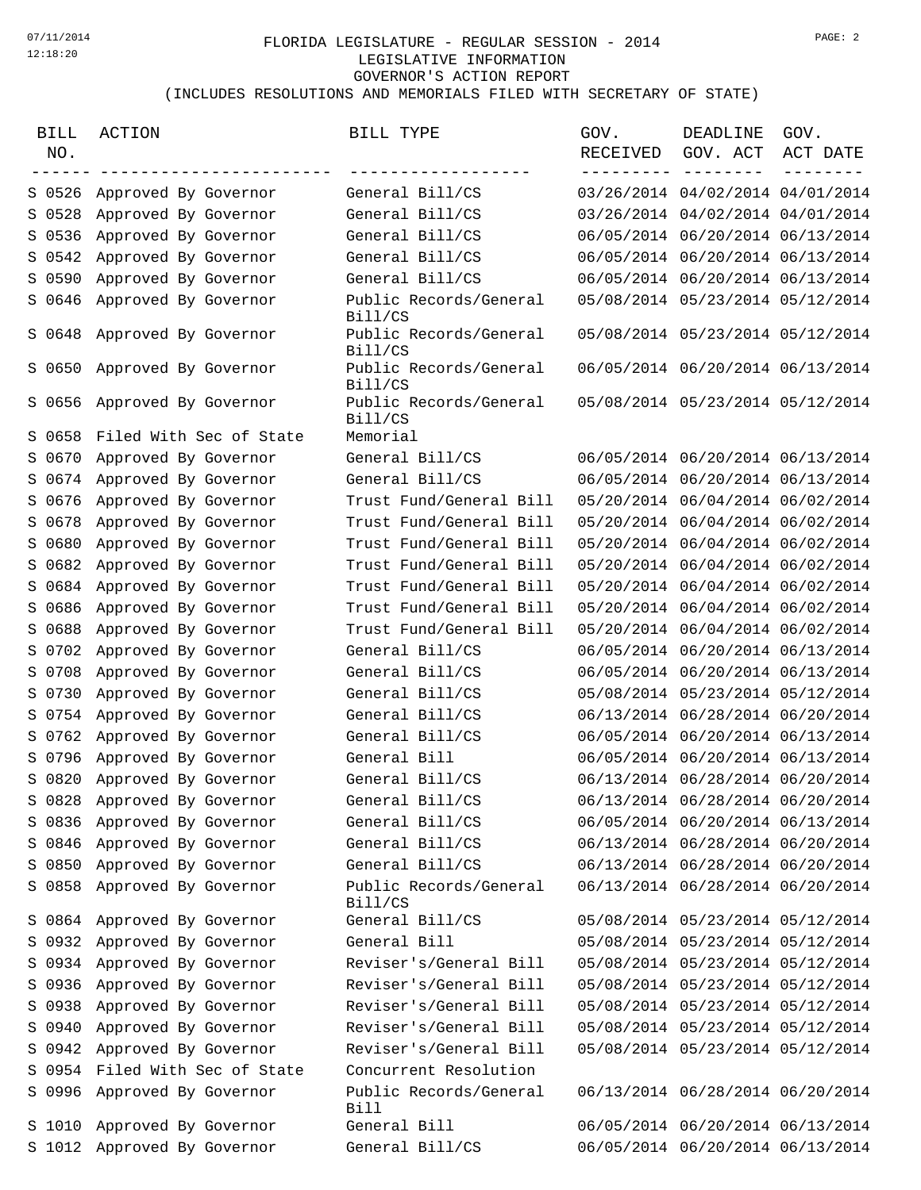FLORIDA LEGISLATURE - REGULAR SESSION - 2014
LEGISLATIVE INFORMATION
GOVERNOR'S ACTION REPORT
(INCLUDES RESOLUTIONS AND MEMORIALS FILED WITH SECRETARY OF STATE)

| BILL NO. | ACTION | BILL TYPE | GOV. RECEIVED | DEADLINE GOV. ACT | GOV. ACT DATE |
|---|---|---|---|---|---|
| S 0526 | Approved By Governor | General Bill/CS | 03/26/2014 | 04/02/2014 | 04/01/2014 |
| S 0528 | Approved By Governor | General Bill/CS | 03/26/2014 | 04/02/2014 | 04/01/2014 |
| S 0536 | Approved By Governor | General Bill/CS | 06/05/2014 | 06/20/2014 | 06/13/2014 |
| S 0542 | Approved By Governor | General Bill/CS | 06/05/2014 | 06/20/2014 | 06/13/2014 |
| S 0590 | Approved By Governor | General Bill/CS | 06/05/2014 | 06/20/2014 | 06/13/2014 |
| S 0646 | Approved By Governor | Public Records/General Bill/CS | 05/08/2014 | 05/23/2014 | 05/12/2014 |
| S 0648 | Approved By Governor | Public Records/General Bill/CS | 05/08/2014 | 05/23/2014 | 05/12/2014 |
| S 0650 | Approved By Governor | Public Records/General Bill/CS | 06/05/2014 | 06/20/2014 | 06/13/2014 |
| S 0656 | Approved By Governor | Public Records/General Bill/CS | 05/08/2014 | 05/23/2014 | 05/12/2014 |
| S 0658 | Filed With Sec of State | Memorial | | | |
| S 0670 | Approved By Governor | General Bill/CS | 06/05/2014 | 06/20/2014 | 06/13/2014 |
| S 0674 | Approved By Governor | General Bill/CS | 06/05/2014 | 06/20/2014 | 06/13/2014 |
| S 0676 | Approved By Governor | Trust Fund/General Bill | 05/20/2014 | 06/04/2014 | 06/02/2014 |
| S 0678 | Approved By Governor | Trust Fund/General Bill | 05/20/2014 | 06/04/2014 | 06/02/2014 |
| S 0680 | Approved By Governor | Trust Fund/General Bill | 05/20/2014 | 06/04/2014 | 06/02/2014 |
| S 0682 | Approved By Governor | Trust Fund/General Bill | 05/20/2014 | 06/04/2014 | 06/02/2014 |
| S 0684 | Approved By Governor | Trust Fund/General Bill | 05/20/2014 | 06/04/2014 | 06/02/2014 |
| S 0686 | Approved By Governor | Trust Fund/General Bill | 05/20/2014 | 06/04/2014 | 06/02/2014 |
| S 0688 | Approved By Governor | Trust Fund/General Bill | 05/20/2014 | 06/04/2014 | 06/02/2014 |
| S 0702 | Approved By Governor | General Bill/CS | 06/05/2014 | 06/20/2014 | 06/13/2014 |
| S 0708 | Approved By Governor | General Bill/CS | 06/05/2014 | 06/20/2014 | 06/13/2014 |
| S 0730 | Approved By Governor | General Bill/CS | 05/08/2014 | 05/23/2014 | 05/12/2014 |
| S 0754 | Approved By Governor | General Bill/CS | 06/13/2014 | 06/28/2014 | 06/20/2014 |
| S 0762 | Approved By Governor | General Bill/CS | 06/05/2014 | 06/20/2014 | 06/13/2014 |
| S 0796 | Approved By Governor | General Bill | 06/05/2014 | 06/20/2014 | 06/13/2014 |
| S 0820 | Approved By Governor | General Bill/CS | 06/13/2014 | 06/28/2014 | 06/20/2014 |
| S 0828 | Approved By Governor | General Bill/CS | 06/13/2014 | 06/28/2014 | 06/20/2014 |
| S 0836 | Approved By Governor | General Bill/CS | 06/05/2014 | 06/20/2014 | 06/13/2014 |
| S 0846 | Approved By Governor | General Bill/CS | 06/13/2014 | 06/28/2014 | 06/20/2014 |
| S 0850 | Approved By Governor | General Bill/CS | 06/13/2014 | 06/28/2014 | 06/20/2014 |
| S 0858 | Approved By Governor | Public Records/General Bill/CS | 06/13/2014 | 06/28/2014 | 06/20/2014 |
| S 0864 | Approved By Governor | General Bill/CS | 05/08/2014 | 05/23/2014 | 05/12/2014 |
| S 0932 | Approved By Governor | General Bill | 05/08/2014 | 05/23/2014 | 05/12/2014 |
| S 0934 | Approved By Governor | Reviser's/General Bill | 05/08/2014 | 05/23/2014 | 05/12/2014 |
| S 0936 | Approved By Governor | Reviser's/General Bill | 05/08/2014 | 05/23/2014 | 05/12/2014 |
| S 0938 | Approved By Governor | Reviser's/General Bill | 05/08/2014 | 05/23/2014 | 05/12/2014 |
| S 0940 | Approved By Governor | Reviser's/General Bill | 05/08/2014 | 05/23/2014 | 05/12/2014 |
| S 0942 | Approved By Governor | Reviser's/General Bill | 05/08/2014 | 05/23/2014 | 05/12/2014 |
| S 0954 | Filed With Sec of State | Concurrent Resolution | | | |
| S 0996 | Approved By Governor | Public Records/General Bill | 06/13/2014 | 06/28/2014 | 06/20/2014 |
| S 1010 | Approved By Governor | General Bill | 06/05/2014 | 06/20/2014 | 06/13/2014 |
| S 1012 | Approved By Governor | General Bill/CS | 06/05/2014 | 06/20/2014 | 06/13/2014 |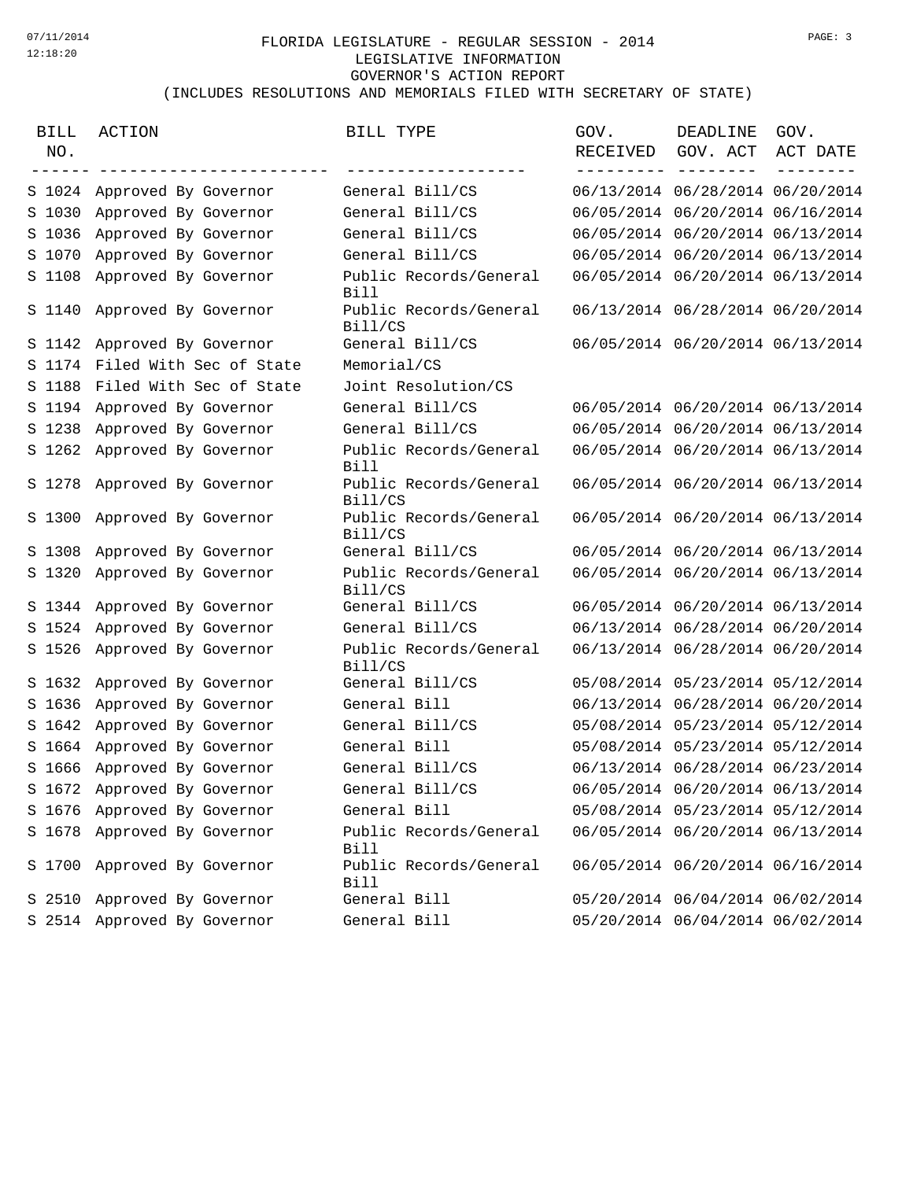FLORIDA LEGISLATURE - REGULAR SESSION - 2014
LEGISLATIVE INFORMATION
GOVERNOR'S ACTION REPORT
(INCLUDES RESOLUTIONS AND MEMORIALS FILED WITH SECRETARY OF STATE)

| BILL NO. | ACTION | BILL TYPE | GOV. RECEIVED | DEADLINE GOV. ACT | GOV. ACT DATE |
|---|---|---|---|---|---|
| S 1024 | Approved By Governor | General Bill/CS | 06/13/2014 | 06/28/2014 | 06/20/2014 |
| S 1030 | Approved By Governor | General Bill/CS | 06/05/2014 | 06/20/2014 | 06/16/2014 |
| S 1036 | Approved By Governor | General Bill/CS | 06/05/2014 | 06/20/2014 | 06/13/2014 |
| S 1070 | Approved By Governor | General Bill/CS | 06/05/2014 | 06/20/2014 | 06/13/2014 |
| S 1108 | Approved By Governor | Public Records/General Bill | 06/05/2014 | 06/20/2014 | 06/13/2014 |
| S 1140 | Approved By Governor | Public Records/General Bill/CS | 06/13/2014 | 06/28/2014 | 06/20/2014 |
| S 1142 | Approved By Governor | General Bill/CS | 06/05/2014 | 06/20/2014 | 06/13/2014 |
| S 1174 | Filed With Sec of State | Memorial/CS | | | |
| S 1188 | Filed With Sec of State | Joint Resolution/CS | | | |
| S 1194 | Approved By Governor | General Bill/CS | 06/05/2014 | 06/20/2014 | 06/13/2014 |
| S 1238 | Approved By Governor | General Bill/CS | 06/05/2014 | 06/20/2014 | 06/13/2014 |
| S 1262 | Approved By Governor | Public Records/General Bill | 06/05/2014 | 06/20/2014 | 06/13/2014 |
| S 1278 | Approved By Governor | Public Records/General Bill/CS | 06/05/2014 | 06/20/2014 | 06/13/2014 |
| S 1300 | Approved By Governor | Public Records/General Bill/CS | 06/05/2014 | 06/20/2014 | 06/13/2014 |
| S 1308 | Approved By Governor | General Bill/CS | 06/05/2014 | 06/20/2014 | 06/13/2014 |
| S 1320 | Approved By Governor | Public Records/General Bill/CS | 06/05/2014 | 06/20/2014 | 06/13/2014 |
| S 1344 | Approved By Governor | General Bill/CS | 06/05/2014 | 06/20/2014 | 06/13/2014 |
| S 1524 | Approved By Governor | General Bill/CS | 06/13/2014 | 06/28/2014 | 06/20/2014 |
| S 1526 | Approved By Governor | Public Records/General Bill/CS | 06/13/2014 | 06/28/2014 | 06/20/2014 |
| S 1632 | Approved By Governor | General Bill/CS | 05/08/2014 | 05/23/2014 | 05/12/2014 |
| S 1636 | Approved By Governor | General Bill | 06/13/2014 | 06/28/2014 | 06/20/2014 |
| S 1642 | Approved By Governor | General Bill/CS | 05/08/2014 | 05/23/2014 | 05/12/2014 |
| S 1664 | Approved By Governor | General Bill | 05/08/2014 | 05/23/2014 | 05/12/2014 |
| S 1666 | Approved By Governor | General Bill/CS | 06/13/2014 | 06/28/2014 | 06/23/2014 |
| S 1672 | Approved By Governor | General Bill/CS | 06/05/2014 | 06/20/2014 | 06/13/2014 |
| S 1676 | Approved By Governor | General Bill | 05/08/2014 | 05/23/2014 | 05/12/2014 |
| S 1678 | Approved By Governor | Public Records/General Bill | 06/05/2014 | 06/20/2014 | 06/13/2014 |
| S 1700 | Approved By Governor | Public Records/General Bill | 06/05/2014 | 06/20/2014 | 06/16/2014 |
| S 2510 | Approved By Governor | General Bill | 05/20/2014 | 06/04/2014 | 06/02/2014 |
| S 2514 | Approved By Governor | General Bill | 05/20/2014 | 06/04/2014 | 06/02/2014 |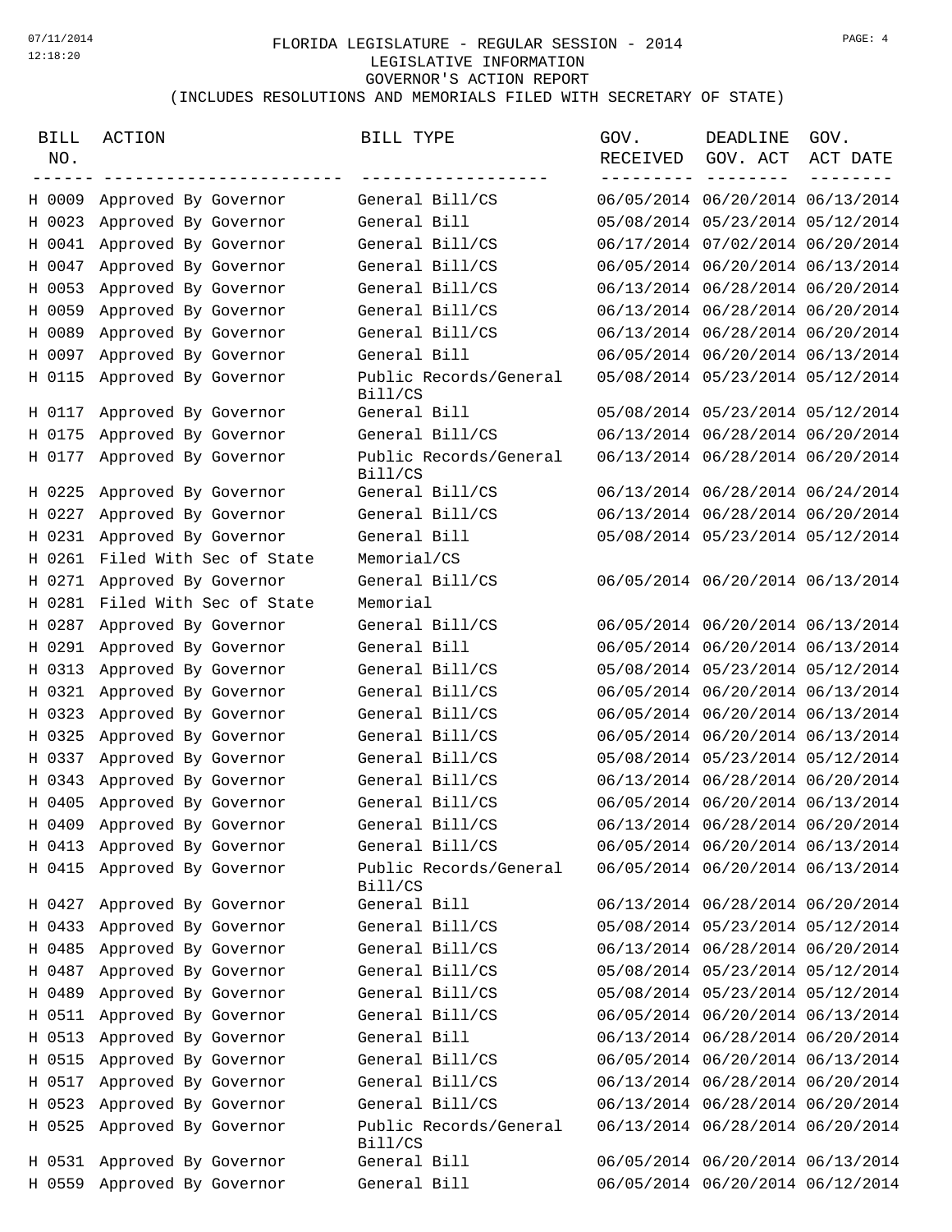# FLORIDA LEGISLATURE - REGULAR SESSION - 2014

LEGISLATIVE INFORMATION

GOVERNOR'S ACTION REPORT

(INCLUDES RESOLUTIONS AND MEMORIALS FILED WITH SECRETARY OF STATE)

| BILL NO. | ACTION | BILL TYPE | GOV. RECEIVED | DEADLINE GOV. ACT | GOV. ACT DATE |
|---|---|---|---|---|---|
| H 0009 | Approved By Governor | General Bill/CS | 06/05/2014 | 06/20/2014 | 06/13/2014 |
| H 0023 | Approved By Governor | General Bill | 05/08/2014 | 05/23/2014 | 05/12/2014 |
| H 0041 | Approved By Governor | General Bill/CS | 06/17/2014 | 07/02/2014 | 06/20/2014 |
| H 0047 | Approved By Governor | General Bill/CS | 06/05/2014 | 06/20/2014 | 06/13/2014 |
| H 0053 | Approved By Governor | General Bill/CS | 06/13/2014 | 06/28/2014 | 06/20/2014 |
| H 0059 | Approved By Governor | General Bill/CS | 06/13/2014 | 06/28/2014 | 06/20/2014 |
| H 0089 | Approved By Governor | General Bill/CS | 06/13/2014 | 06/28/2014 | 06/20/2014 |
| H 0097 | Approved By Governor | General Bill | 06/05/2014 | 06/20/2014 | 06/13/2014 |
| H 0115 | Approved By Governor | Public Records/General Bill/CS | 05/08/2014 | 05/23/2014 | 05/12/2014 |
| H 0117 | Approved By Governor | General Bill | 05/08/2014 | 05/23/2014 | 05/12/2014 |
| H 0175 | Approved By Governor | General Bill/CS | 06/13/2014 | 06/28/2014 | 06/20/2014 |
| H 0177 | Approved By Governor | Public Records/General Bill/CS | 06/13/2014 | 06/28/2014 | 06/20/2014 |
| H 0225 | Approved By Governor | General Bill/CS | 06/13/2014 | 06/28/2014 | 06/24/2014 |
| H 0227 | Approved By Governor | General Bill/CS | 06/13/2014 | 06/28/2014 | 06/20/2014 |
| H 0231 | Approved By Governor | General Bill | 05/08/2014 | 05/23/2014 | 05/12/2014 |
| H 0261 | Filed With Sec of State | Memorial/CS | | | |
| H 0271 | Approved By Governor | General Bill/CS | 06/05/2014 | 06/20/2014 | 06/13/2014 |
| H 0281 | Filed With Sec of State | Memorial | | | |
| H 0287 | Approved By Governor | General Bill/CS | 06/05/2014 | 06/20/2014 | 06/13/2014 |
| H 0291 | Approved By Governor | General Bill | 06/05/2014 | 06/20/2014 | 06/13/2014 |
| H 0313 | Approved By Governor | General Bill/CS | 05/08/2014 | 05/23/2014 | 05/12/2014 |
| H 0321 | Approved By Governor | General Bill/CS | 06/05/2014 | 06/20/2014 | 06/13/2014 |
| H 0323 | Approved By Governor | General Bill/CS | 06/05/2014 | 06/20/2014 | 06/13/2014 |
| H 0325 | Approved By Governor | General Bill/CS | 06/05/2014 | 06/20/2014 | 06/13/2014 |
| H 0337 | Approved By Governor | General Bill/CS | 05/08/2014 | 05/23/2014 | 05/12/2014 |
| H 0343 | Approved By Governor | General Bill/CS | 06/13/2014 | 06/28/2014 | 06/20/2014 |
| H 0405 | Approved By Governor | General Bill/CS | 06/05/2014 | 06/20/2014 | 06/13/2014 |
| H 0409 | Approved By Governor | General Bill/CS | 06/13/2014 | 06/28/2014 | 06/20/2014 |
| H 0413 | Approved By Governor | General Bill/CS | 06/05/2014 | 06/20/2014 | 06/13/2014 |
| H 0415 | Approved By Governor | Public Records/General Bill/CS | 06/05/2014 | 06/20/2014 | 06/13/2014 |
| H 0427 | Approved By Governor | General Bill | 06/13/2014 | 06/28/2014 | 06/20/2014 |
| H 0433 | Approved By Governor | General Bill/CS | 05/08/2014 | 05/23/2014 | 05/12/2014 |
| H 0485 | Approved By Governor | General Bill/CS | 06/13/2014 | 06/28/2014 | 06/20/2014 |
| H 0487 | Approved By Governor | General Bill/CS | 05/08/2014 | 05/23/2014 | 05/12/2014 |
| H 0489 | Approved By Governor | General Bill/CS | 05/08/2014 | 05/23/2014 | 05/12/2014 |
| H 0511 | Approved By Governor | General Bill/CS | 06/05/2014 | 06/20/2014 | 06/13/2014 |
| H 0513 | Approved By Governor | General Bill | 06/13/2014 | 06/28/2014 | 06/20/2014 |
| H 0515 | Approved By Governor | General Bill/CS | 06/05/2014 | 06/20/2014 | 06/13/2014 |
| H 0517 | Approved By Governor | General Bill/CS | 06/13/2014 | 06/28/2014 | 06/20/2014 |
| H 0523 | Approved By Governor | General Bill/CS | 06/13/2014 | 06/28/2014 | 06/20/2014 |
| H 0525 | Approved By Governor | Public Records/General Bill/CS | 06/13/2014 | 06/28/2014 | 06/20/2014 |
| H 0531 | Approved By Governor | General Bill | 06/05/2014 | 06/20/2014 | 06/13/2014 |
| H 0559 | Approved By Governor | General Bill | 06/05/2014 | 06/20/2014 | 06/12/2014 |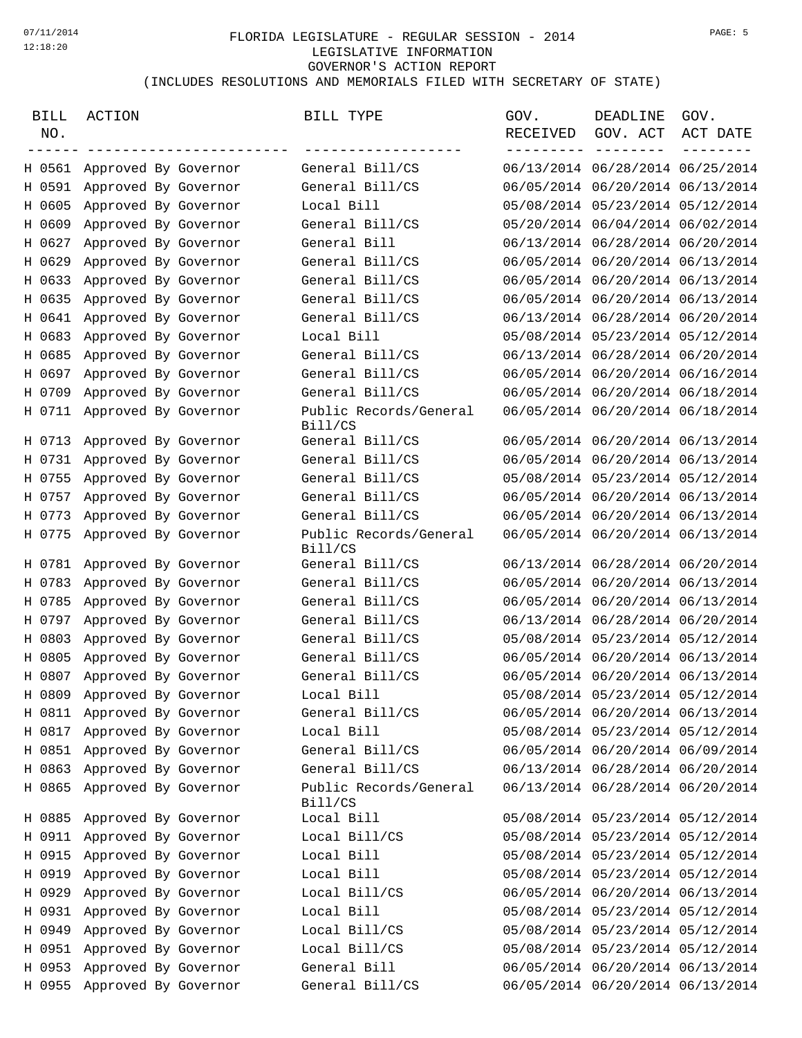FLORIDA LEGISLATURE - REGULAR SESSION - 2014
LEGISLATIVE INFORMATION
GOVERNOR'S ACTION REPORT
(INCLUDES RESOLUTIONS AND MEMORIALS FILED WITH SECRETARY OF STATE)

| BILL NO. | ACTION | BILL TYPE | GOV. RECEIVED | DEADLINE GOV. ACT | GOV. ACT DATE |
|---|---|---|---|---|---|
| H 0561 | Approved By Governor | General Bill/CS | 06/13/2014 | 06/28/2014 | 06/25/2014 |
| H 0591 | Approved By Governor | General Bill/CS | 06/05/2014 | 06/20/2014 | 06/13/2014 |
| H 0605 | Approved By Governor | Local Bill | 05/08/2014 | 05/23/2014 | 05/12/2014 |
| H 0609 | Approved By Governor | General Bill/CS | 05/20/2014 | 06/04/2014 | 06/02/2014 |
| H 0627 | Approved By Governor | General Bill | 06/13/2014 | 06/28/2014 | 06/20/2014 |
| H 0629 | Approved By Governor | General Bill/CS | 06/05/2014 | 06/20/2014 | 06/13/2014 |
| H 0633 | Approved By Governor | General Bill/CS | 06/05/2014 | 06/20/2014 | 06/13/2014 |
| H 0635 | Approved By Governor | General Bill/CS | 06/05/2014 | 06/20/2014 | 06/13/2014 |
| H 0641 | Approved By Governor | General Bill/CS | 06/13/2014 | 06/28/2014 | 06/20/2014 |
| H 0683 | Approved By Governor | Local Bill | 05/08/2014 | 05/23/2014 | 05/12/2014 |
| H 0685 | Approved By Governor | General Bill/CS | 06/13/2014 | 06/28/2014 | 06/20/2014 |
| H 0697 | Approved By Governor | General Bill/CS | 06/05/2014 | 06/20/2014 | 06/16/2014 |
| H 0709 | Approved By Governor | General Bill/CS | 06/05/2014 | 06/20/2014 | 06/18/2014 |
| H 0711 | Approved By Governor | Public Records/General Bill/CS | 06/05/2014 | 06/20/2014 | 06/18/2014 |
| H 0713 | Approved By Governor | General Bill/CS | 06/05/2014 | 06/20/2014 | 06/13/2014 |
| H 0731 | Approved By Governor | General Bill/CS | 06/05/2014 | 06/20/2014 | 06/13/2014 |
| H 0755 | Approved By Governor | General Bill/CS | 05/08/2014 | 05/23/2014 | 05/12/2014 |
| H 0757 | Approved By Governor | General Bill/CS | 06/05/2014 | 06/20/2014 | 06/13/2014 |
| H 0773 | Approved By Governor | General Bill/CS | 06/05/2014 | 06/20/2014 | 06/13/2014 |
| H 0775 | Approved By Governor | Public Records/General Bill/CS | 06/05/2014 | 06/20/2014 | 06/13/2014 |
| H 0781 | Approved By Governor | General Bill/CS | 06/13/2014 | 06/28/2014 | 06/20/2014 |
| H 0783 | Approved By Governor | General Bill/CS | 06/05/2014 | 06/20/2014 | 06/13/2014 |
| H 0785 | Approved By Governor | General Bill/CS | 06/05/2014 | 06/20/2014 | 06/13/2014 |
| H 0797 | Approved By Governor | General Bill/CS | 06/13/2014 | 06/28/2014 | 06/20/2014 |
| H 0803 | Approved By Governor | General Bill/CS | 05/08/2014 | 05/23/2014 | 05/12/2014 |
| H 0805 | Approved By Governor | General Bill/CS | 06/05/2014 | 06/20/2014 | 06/13/2014 |
| H 0807 | Approved By Governor | General Bill/CS | 06/05/2014 | 06/20/2014 | 06/13/2014 |
| H 0809 | Approved By Governor | Local Bill | 05/08/2014 | 05/23/2014 | 05/12/2014 |
| H 0811 | Approved By Governor | General Bill/CS | 06/05/2014 | 06/20/2014 | 06/13/2014 |
| H 0817 | Approved By Governor | Local Bill | 05/08/2014 | 05/23/2014 | 05/12/2014 |
| H 0851 | Approved By Governor | General Bill/CS | 06/05/2014 | 06/20/2014 | 06/09/2014 |
| H 0863 | Approved By Governor | General Bill/CS | 06/13/2014 | 06/28/2014 | 06/20/2014 |
| H 0865 | Approved By Governor | Public Records/General Bill/CS | 06/13/2014 | 06/28/2014 | 06/20/2014 |
| H 0885 | Approved By Governor | Local Bill | 05/08/2014 | 05/23/2014 | 05/12/2014 |
| H 0911 | Approved By Governor | Local Bill/CS | 05/08/2014 | 05/23/2014 | 05/12/2014 |
| H 0915 | Approved By Governor | Local Bill | 05/08/2014 | 05/23/2014 | 05/12/2014 |
| H 0919 | Approved By Governor | Local Bill | 05/08/2014 | 05/23/2014 | 05/12/2014 |
| H 0929 | Approved By Governor | Local Bill/CS | 06/05/2014 | 06/20/2014 | 06/13/2014 |
| H 0931 | Approved By Governor | Local Bill | 05/08/2014 | 05/23/2014 | 05/12/2014 |
| H 0949 | Approved By Governor | Local Bill/CS | 05/08/2014 | 05/23/2014 | 05/12/2014 |
| H 0951 | Approved By Governor | Local Bill/CS | 05/08/2014 | 05/23/2014 | 05/12/2014 |
| H 0953 | Approved By Governor | General Bill | 06/05/2014 | 06/20/2014 | 06/13/2014 |
| H 0955 | Approved By Governor | General Bill/CS | 06/05/2014 | 06/20/2014 | 06/13/2014 |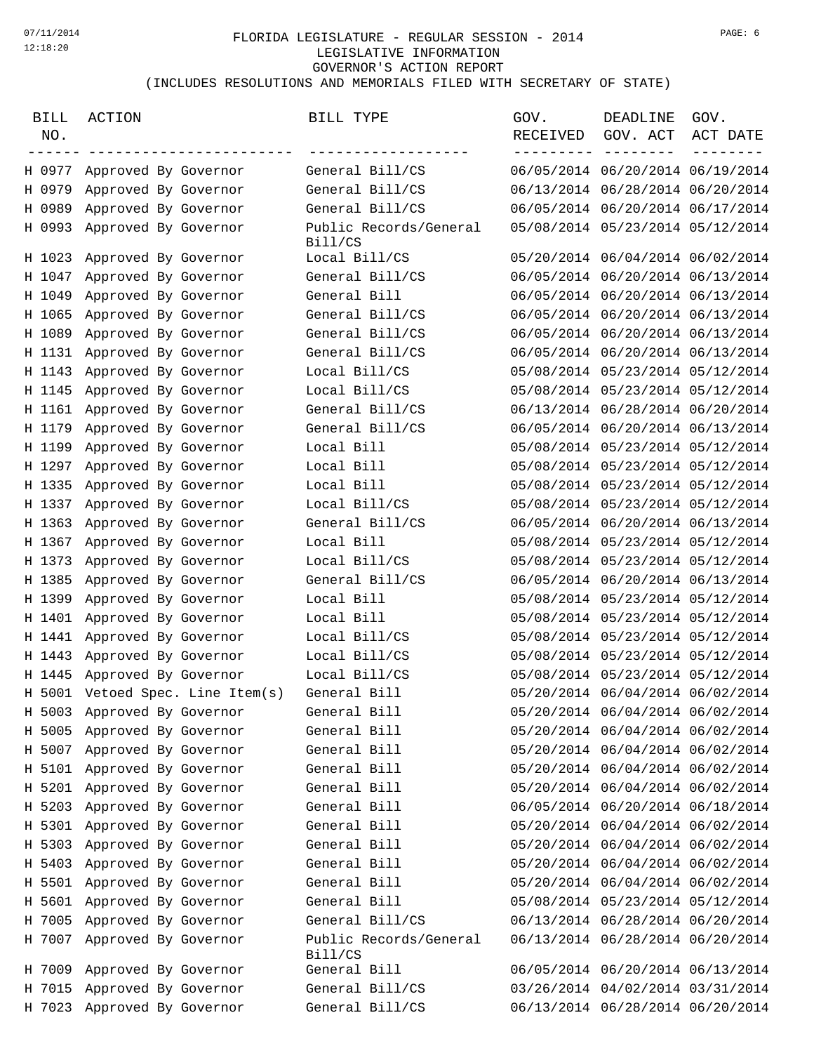FLORIDA LEGISLATURE - REGULAR SESSION - 2014
LEGISLATIVE INFORMATION
GOVERNOR'S ACTION REPORT
(INCLUDES RESOLUTIONS AND MEMORIALS FILED WITH SECRETARY OF STATE)

| BILL NO. | ACTION | BILL TYPE | GOV. RECEIVED | DEADLINE GOV. ACT | GOV. ACT DATE |
|---|---|---|---|---|---|
| H 0977 | Approved By Governor | General Bill/CS | 06/05/2014 | 06/20/2014 | 06/19/2014 |
| H 0979 | Approved By Governor | General Bill/CS | 06/13/2014 | 06/28/2014 | 06/20/2014 |
| H 0989 | Approved By Governor | General Bill/CS | 06/05/2014 | 06/20/2014 | 06/17/2014 |
| H 0993 | Approved By Governor | Public Records/General Bill/CS | 05/08/2014 | 05/23/2014 | 05/12/2014 |
| H 1023 | Approved By Governor | Local Bill/CS | 05/20/2014 | 06/04/2014 | 06/02/2014 |
| H 1047 | Approved By Governor | General Bill/CS | 06/05/2014 | 06/20/2014 | 06/13/2014 |
| H 1049 | Approved By Governor | General Bill | 06/05/2014 | 06/20/2014 | 06/13/2014 |
| H 1065 | Approved By Governor | General Bill/CS | 06/05/2014 | 06/20/2014 | 06/13/2014 |
| H 1089 | Approved By Governor | General Bill/CS | 06/05/2014 | 06/20/2014 | 06/13/2014 |
| H 1131 | Approved By Governor | General Bill/CS | 06/05/2014 | 06/20/2014 | 06/13/2014 |
| H 1143 | Approved By Governor | Local Bill/CS | 05/08/2014 | 05/23/2014 | 05/12/2014 |
| H 1145 | Approved By Governor | Local Bill/CS | 05/08/2014 | 05/23/2014 | 05/12/2014 |
| H 1161 | Approved By Governor | General Bill/CS | 06/13/2014 | 06/28/2014 | 06/20/2014 |
| H 1179 | Approved By Governor | General Bill/CS | 06/05/2014 | 06/20/2014 | 06/13/2014 |
| H 1199 | Approved By Governor | Local Bill | 05/08/2014 | 05/23/2014 | 05/12/2014 |
| H 1297 | Approved By Governor | Local Bill | 05/08/2014 | 05/23/2014 | 05/12/2014 |
| H 1335 | Approved By Governor | Local Bill | 05/08/2014 | 05/23/2014 | 05/12/2014 |
| H 1337 | Approved By Governor | Local Bill/CS | 05/08/2014 | 05/23/2014 | 05/12/2014 |
| H 1363 | Approved By Governor | General Bill/CS | 06/05/2014 | 06/20/2014 | 06/13/2014 |
| H 1367 | Approved By Governor | Local Bill | 05/08/2014 | 05/23/2014 | 05/12/2014 |
| H 1373 | Approved By Governor | Local Bill/CS | 05/08/2014 | 05/23/2014 | 05/12/2014 |
| H 1385 | Approved By Governor | General Bill/CS | 06/05/2014 | 06/20/2014 | 06/13/2014 |
| H 1399 | Approved By Governor | Local Bill | 05/08/2014 | 05/23/2014 | 05/12/2014 |
| H 1401 | Approved By Governor | Local Bill | 05/08/2014 | 05/23/2014 | 05/12/2014 |
| H 1441 | Approved By Governor | Local Bill/CS | 05/08/2014 | 05/23/2014 | 05/12/2014 |
| H 1443 | Approved By Governor | Local Bill/CS | 05/08/2014 | 05/23/2014 | 05/12/2014 |
| H 1445 | Approved By Governor | Local Bill/CS | 05/08/2014 | 05/23/2014 | 05/12/2014 |
| H 5001 | Vetoed Spec. Line Item(s) | General Bill | 05/20/2014 | 06/04/2014 | 06/02/2014 |
| H 5003 | Approved By Governor | General Bill | 05/20/2014 | 06/04/2014 | 06/02/2014 |
| H 5005 | Approved By Governor | General Bill | 05/20/2014 | 06/04/2014 | 06/02/2014 |
| H 5007 | Approved By Governor | General Bill | 05/20/2014 | 06/04/2014 | 06/02/2014 |
| H 5101 | Approved By Governor | General Bill | 05/20/2014 | 06/04/2014 | 06/02/2014 |
| H 5201 | Approved By Governor | General Bill | 05/20/2014 | 06/04/2014 | 06/02/2014 |
| H 5203 | Approved By Governor | General Bill | 06/05/2014 | 06/20/2014 | 06/18/2014 |
| H 5301 | Approved By Governor | General Bill | 05/20/2014 | 06/04/2014 | 06/02/2014 |
| H 5303 | Approved By Governor | General Bill | 05/20/2014 | 06/04/2014 | 06/02/2014 |
| H 5403 | Approved By Governor | General Bill | 05/20/2014 | 06/04/2014 | 06/02/2014 |
| H 5501 | Approved By Governor | General Bill | 05/20/2014 | 06/04/2014 | 06/02/2014 |
| H 5601 | Approved By Governor | General Bill | 05/08/2014 | 05/23/2014 | 05/12/2014 |
| H 7005 | Approved By Governor | General Bill/CS | 06/13/2014 | 06/28/2014 | 06/20/2014 |
| H 7007 | Approved By Governor | Public Records/General Bill/CS | 06/13/2014 | 06/28/2014 | 06/20/2014 |
| H 7009 | Approved By Governor | General Bill | 06/05/2014 | 06/20/2014 | 06/13/2014 |
| H 7015 | Approved By Governor | General Bill/CS | 03/26/2014 | 04/02/2014 | 03/31/2014 |
| H 7023 | Approved By Governor | General Bill/CS | 06/13/2014 | 06/28/2014 | 06/20/2014 |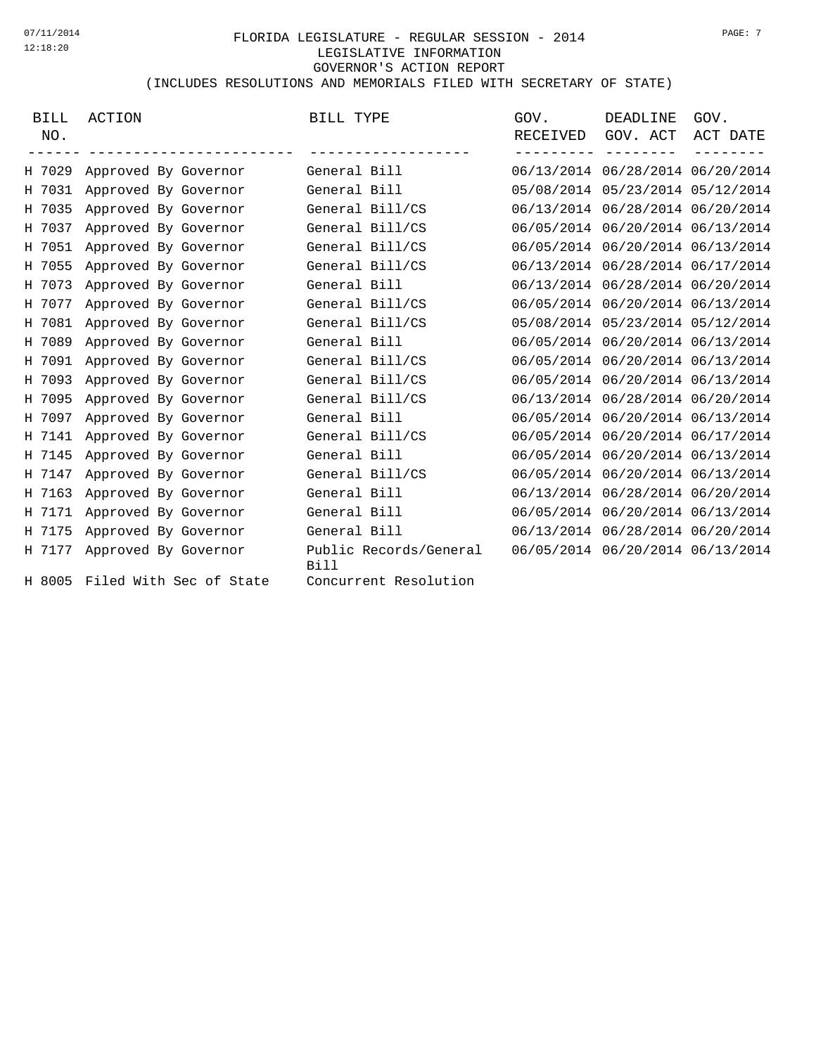FLORIDA LEGISLATURE - REGULAR SESSION - 2014
LEGISLATIVE INFORMATION
GOVERNOR'S ACTION REPORT
(INCLUDES RESOLUTIONS AND MEMORIALS FILED WITH SECRETARY OF STATE)

| BILL NO. | ACTION | BILL TYPE | GOV. RECEIVED | DEADLINE GOV. ACT | GOV. ACT DATE |
|---|---|---|---|---|---|
| H 7029 | Approved By Governor | General Bill | 06/13/2014 | 06/28/2014 | 06/20/2014 |
| H 7031 | Approved By Governor | General Bill | 05/08/2014 | 05/23/2014 | 05/12/2014 |
| H 7035 | Approved By Governor | General Bill/CS | 06/13/2014 | 06/28/2014 | 06/20/2014 |
| H 7037 | Approved By Governor | General Bill/CS | 06/05/2014 | 06/20/2014 | 06/13/2014 |
| H 7051 | Approved By Governor | General Bill/CS | 06/05/2014 | 06/20/2014 | 06/13/2014 |
| H 7055 | Approved By Governor | General Bill/CS | 06/13/2014 | 06/28/2014 | 06/17/2014 |
| H 7073 | Approved By Governor | General Bill | 06/13/2014 | 06/28/2014 | 06/20/2014 |
| H 7077 | Approved By Governor | General Bill/CS | 06/05/2014 | 06/20/2014 | 06/13/2014 |
| H 7081 | Approved By Governor | General Bill/CS | 05/08/2014 | 05/23/2014 | 05/12/2014 |
| H 7089 | Approved By Governor | General Bill | 06/05/2014 | 06/20/2014 | 06/13/2014 |
| H 7091 | Approved By Governor | General Bill/CS | 06/05/2014 | 06/20/2014 | 06/13/2014 |
| H 7093 | Approved By Governor | General Bill/CS | 06/05/2014 | 06/20/2014 | 06/13/2014 |
| H 7095 | Approved By Governor | General Bill/CS | 06/13/2014 | 06/28/2014 | 06/20/2014 |
| H 7097 | Approved By Governor | General Bill | 06/05/2014 | 06/20/2014 | 06/13/2014 |
| H 7141 | Approved By Governor | General Bill/CS | 06/05/2014 | 06/20/2014 | 06/17/2014 |
| H 7145 | Approved By Governor | General Bill | 06/05/2014 | 06/20/2014 | 06/13/2014 |
| H 7147 | Approved By Governor | General Bill/CS | 06/05/2014 | 06/20/2014 | 06/13/2014 |
| H 7163 | Approved By Governor | General Bill | 06/13/2014 | 06/28/2014 | 06/20/2014 |
| H 7171 | Approved By Governor | General Bill | 06/05/2014 | 06/20/2014 | 06/13/2014 |
| H 7175 | Approved By Governor | General Bill | 06/13/2014 | 06/28/2014 | 06/20/2014 |
| H 7177 | Approved By Governor | Public Records/General Bill | 06/05/2014 | 06/20/2014 | 06/13/2014 |
| H 8005 | Filed With Sec of State | Concurrent Resolution | | | |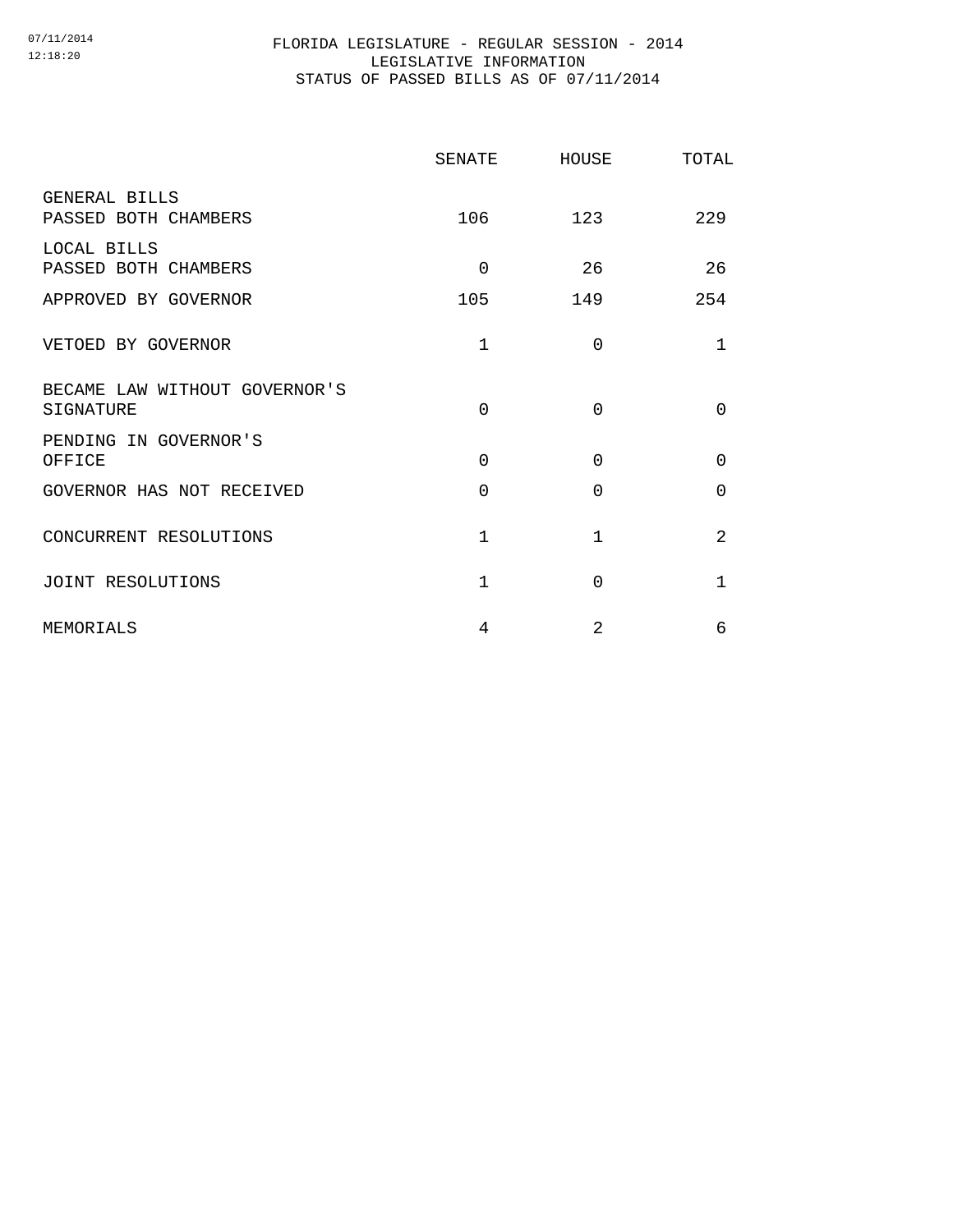FLORIDA LEGISLATURE - REGULAR SESSION - 2014
LEGISLATIVE INFORMATION
STATUS OF PASSED BILLS AS OF 07/11/2014

| | SENATE | HOUSE | TOTAL |
|---|---|---|---|
| GENERAL BILLS PASSED BOTH CHAMBERS | 106 | 123 | 229 |
| LOCAL BILLS PASSED BOTH CHAMBERS | 0 | 26 | 26 |
| APPROVED BY GOVERNOR | 105 | 149 | 254 |
| VETOED BY GOVERNOR | 1 | 0 | 1 |
| BECAME LAW WITHOUT GOVERNOR'S SIGNATURE | 0 | 0 | 0 |
| PENDING IN GOVERNOR'S OFFICE | 0 | 0 | 0 |
| GOVERNOR HAS NOT RECEIVED | 0 | 0 | 0 |
| CONCURRENT RESOLUTIONS | 1 | 1 | 2 |
| JOINT RESOLUTIONS | 1 | 0 | 1 |
| MEMORIALS | 4 | 2 | 6 |